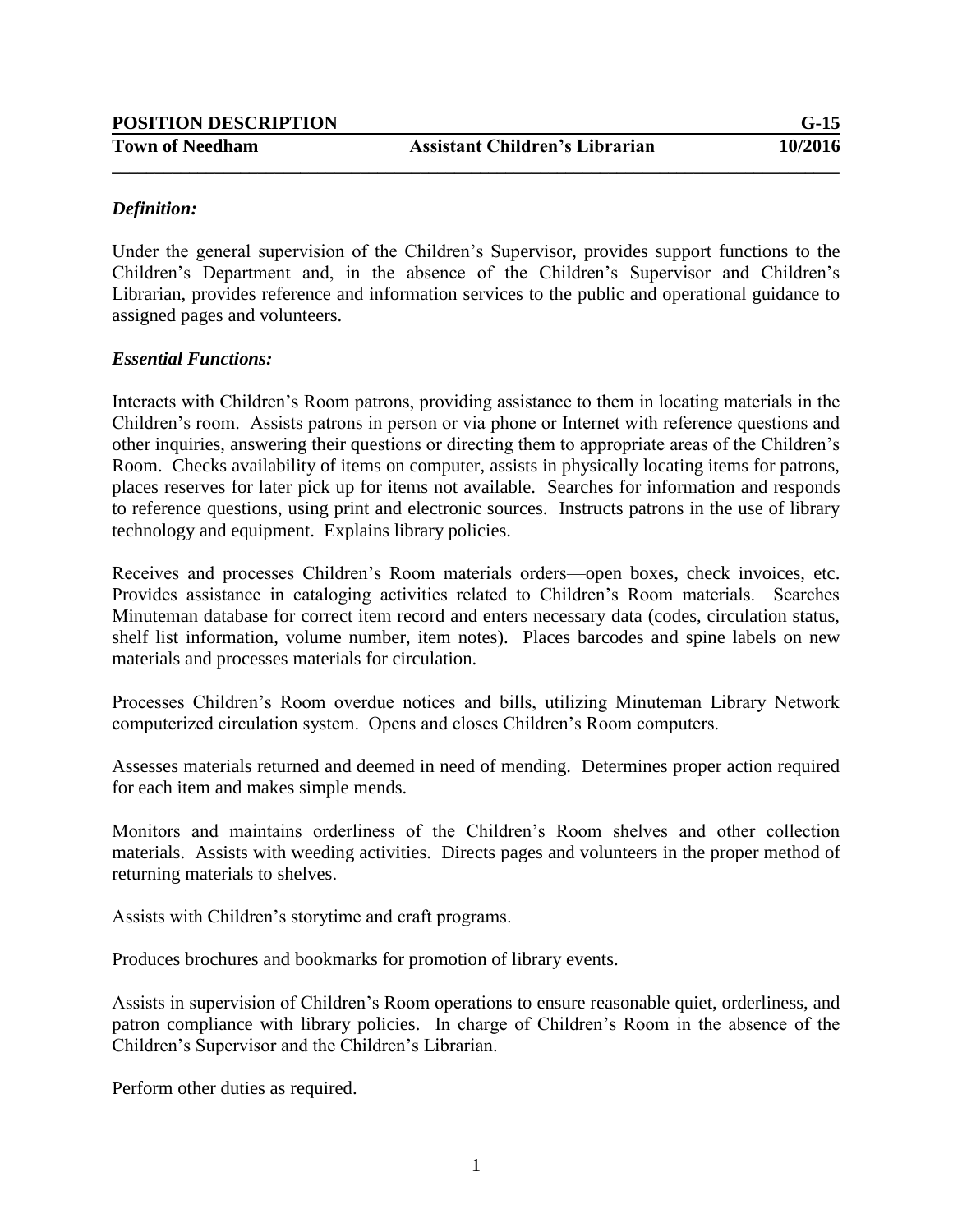**POSITION DESCRIPTION** **G-15**

**Town of Needham** **Assistant Children's Librarian** **10/2016**

---

***Definition:***

Under the general supervision of the Children's Supervisor, provides support functions to the Children's Department and, in the absence of the Children's Supervisor and Children's Librarian, provides reference and information services to the public and operational guidance to assigned pages and volunteers.

***Essential Functions:***

Interacts with Children's Room patrons, providing assistance to them in locating materials in the Children's room. Assists patrons in person or via phone or Internet with reference questions and other inquiries, answering their questions or directing them to appropriate areas of the Children's Room. Checks availability of items on computer, assists in physically locating items for patrons, places reserves for later pick up for items not available. Searches for information and responds to reference questions, using print and electronic sources. Instructs patrons in the use of library technology and equipment. Explains library policies.

Receives and processes Children's Room materials orders—open boxes, check invoices, etc. Provides assistance in cataloging activities related to Children's Room materials. Searches Minuteman database for correct item record and enters necessary data (codes, circulation status, shelf list information, volume number, item notes). Places barcodes and spine labels on new materials and processes materials for circulation.

Processes Children's Room overdue notices and bills, utilizing Minuteman Library Network computerized circulation system. Opens and closes Children's Room computers.

Assesses materials returned and deemed in need of mending. Determines proper action required for each item and makes simple mends.

Monitors and maintains orderliness of the Children's Room shelves and other collection materials. Assists with weeding activities. Directs pages and volunteers in the proper method of returning materials to shelves.

Assists with Children's storytime and craft programs.

Produces brochures and bookmarks for promotion of library events.

Assists in supervision of Children's Room operations to ensure reasonable quiet, orderliness, and patron compliance with library policies. In charge of Children's Room in the absence of the Children's Supervisor and the Children's Librarian.

Perform other duties as required.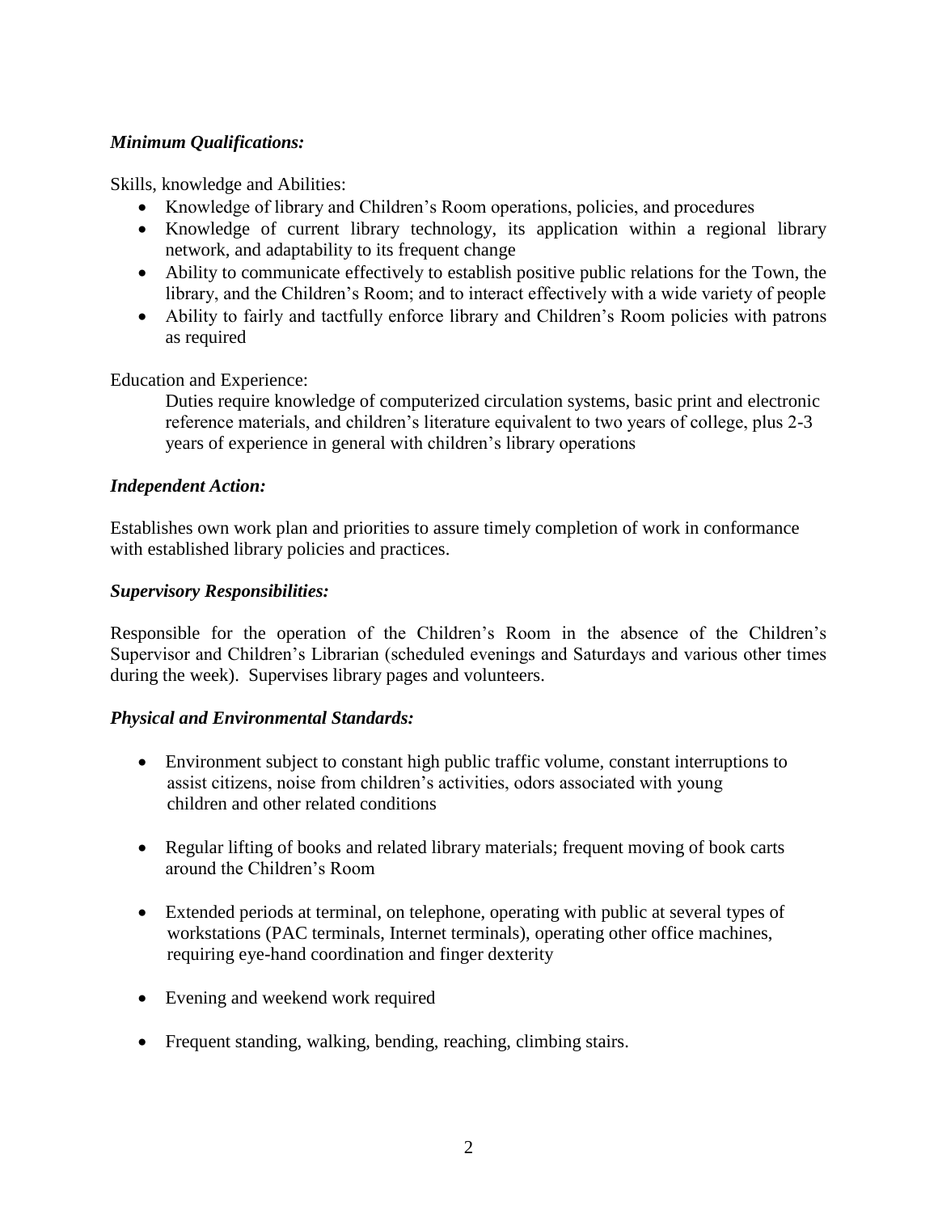***Minimum Qualifications:***

Skills, knowledge and Abilities:

- Knowledge of library and Children's Room operations, policies, and procedures
- Knowledge of current library technology, its application within a regional library network, and adaptability to its frequent change
- Ability to communicate effectively to establish positive public relations for the Town, the library, and the Children's Room; and to interact effectively with a wide variety of people
- Ability to fairly and tactfully enforce library and Children's Room policies with patrons as required

Education and Experience:

> Duties require knowledge of computerized circulation systems, basic print and electronic reference materials, and children's literature equivalent to two years of college, plus 2-3 years of experience in general with children's library operations

***Independent Action:***

Establishes own work plan and priorities to assure timely completion of work in conformance with established library policies and practices.

***Supervisory Responsibilities:***

Responsible for the operation of the Children's Room in the absence of the Children's Supervisor and Children's Librarian (scheduled evenings and Saturdays and various other times during the week). Supervises library pages and volunteers.

***Physical and Environmental Standards:***

- Environment subject to constant high public traffic volume, constant interruptions to assist citizens, noise from children's activities, odors associated with young children and other related conditions

- Regular lifting of books and related library materials; frequent moving of book carts around the Children's Room

- Extended periods at terminal, on telephone, operating with public at several types of workstations (PAC terminals, Internet terminals), operating other office machines, requiring eye-hand coordination and finger dexterity

- Evening and weekend work required

- Frequent standing, walking, bending, reaching, climbing stairs.